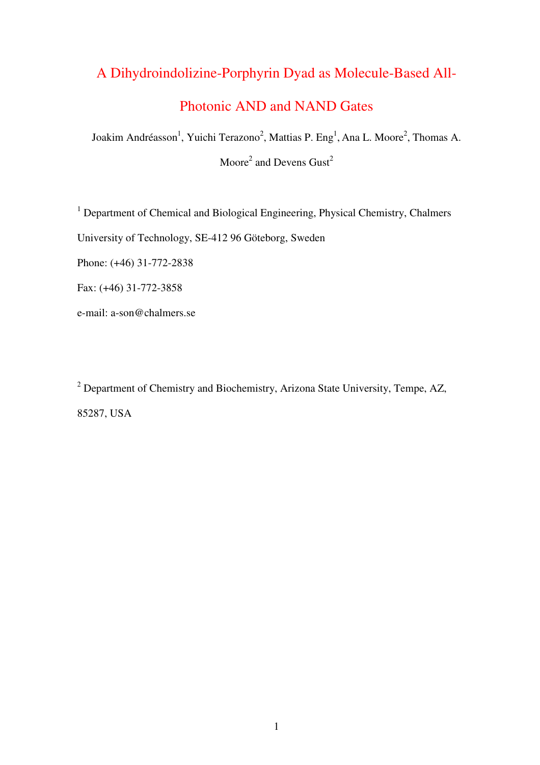# A Dihydroindolizine-Porphyrin Dyad as Molecule-Based All-Photonic AND and NAND Gates

Joakim Andréasson[1], Yuichi Terazono[2], Mattias P. Eng[1], Ana L. Moore[2], Thomas A. Moore[2] and Devens Gust[2]

[1] Department of Chemical and Biological Engineering, Physical Chemistry, Chalmers University of Technology, SE-412 96 Göteborg, Sweden

Phone: (+46) 31-772-2838

Fax: (+46) 31-772-3858

e-mail: a-son@chalmers.se

[2] Department of Chemistry and Biochemistry, Arizona State University, Tempe, AZ, 85287, USA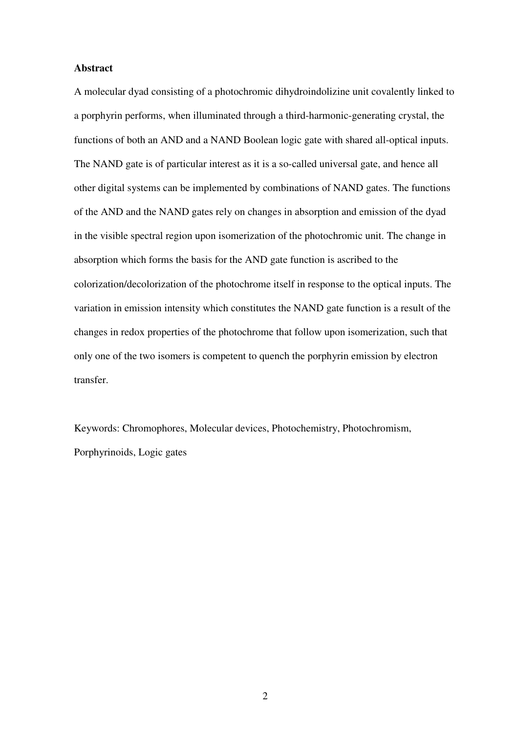**Abstract**

A molecular dyad consisting of a photochromic dihydroindolizine unit covalently linked to a porphyrin performs, when illuminated through a third-harmonic-generating crystal, the functions of both an AND and a NAND Boolean logic gate with shared all-optical inputs. The NAND gate is of particular interest as it is a so-called universal gate, and hence all other digital systems can be implemented by combinations of NAND gates. The functions of the AND and the NAND gates rely on changes in absorption and emission of the dyad in the visible spectral region upon isomerization of the photochromic unit. The change in absorption which forms the basis for the AND gate function is ascribed to the colorization/decolorization of the photochrome itself in response to the optical inputs. The variation in emission intensity which constitutes the NAND gate function is a result of the changes in redox properties of the photochrome that follow upon isomerization, such that only one of the two isomers is competent to quench the porphyrin emission by electron transfer.

Keywords: Chromophores, Molecular devices, Photochemistry, Photochromism, Porphyrinoids, Logic gates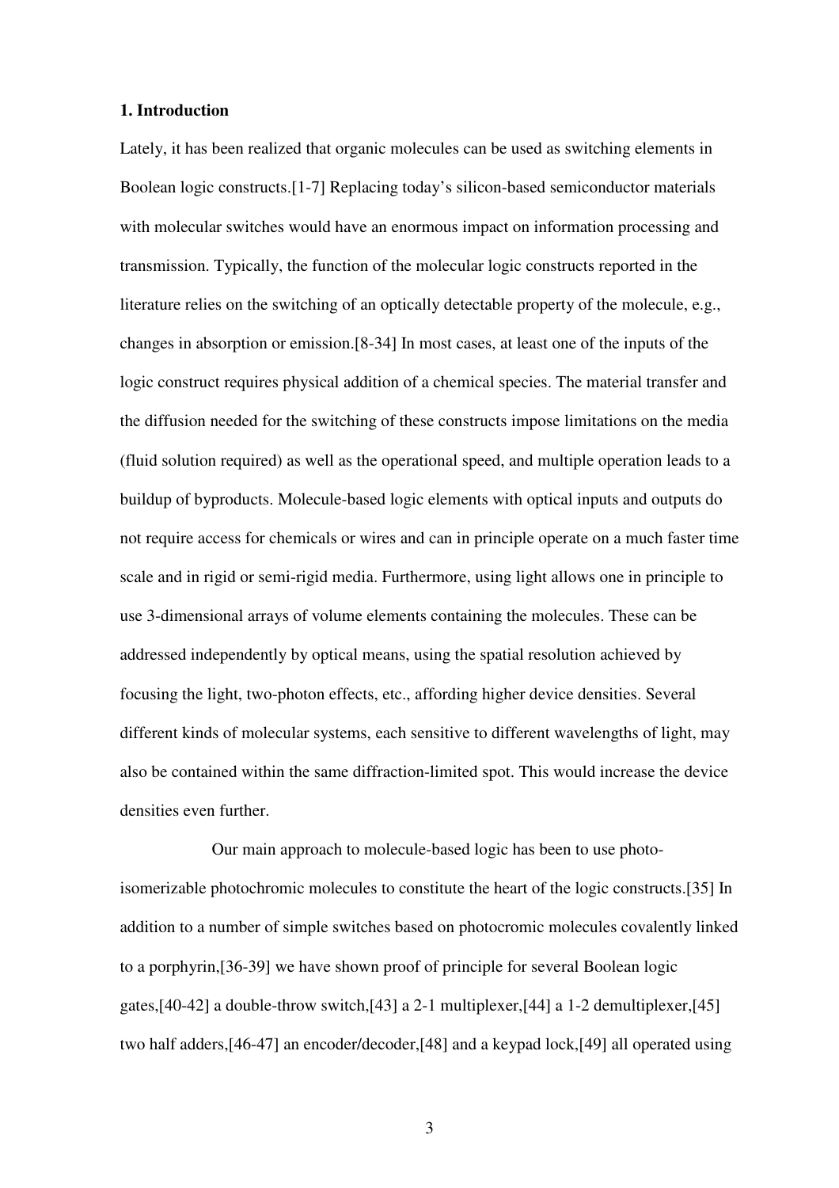## 1. Introduction

Lately, it has been realized that organic molecules can be used as switching elements in Boolean logic constructs.[1-7] Replacing today's silicon-based semiconductor materials with molecular switches would have an enormous impact on information processing and transmission. Typically, the function of the molecular logic constructs reported in the literature relies on the switching of an optically detectable property of the molecule, e.g., changes in absorption or emission.[8-34] In most cases, at least one of the inputs of the logic construct requires physical addition of a chemical species. The material transfer and the diffusion needed for the switching of these constructs impose limitations on the media (fluid solution required) as well as the operational speed, and multiple operation leads to a buildup of byproducts. Molecule-based logic elements with optical inputs and outputs do not require access for chemicals or wires and can in principle operate on a much faster time scale and in rigid or semi-rigid media. Furthermore, using light allows one in principle to use 3-dimensional arrays of volume elements containing the molecules. These can be addressed independently by optical means, using the spatial resolution achieved by focusing the light, two-photon effects, etc., affording higher device densities. Several different kinds of molecular systems, each sensitive to different wavelengths of light, may also be contained within the same diffraction-limited spot. This would increase the device densities even further.

Our main approach to molecule-based logic has been to use photo-isomerizable photochromic molecules to constitute the heart of the logic constructs.[35] In addition to a number of simple switches based on photocromic molecules covalently linked to a porphyrin,[36-39] we have shown proof of principle for several Boolean logic gates,[40-42] a double-throw switch,[43] a 2-1 multiplexer,[44] a 1-2 demultiplexer,[45] two half adders,[46-47] an encoder/decoder,[48] and a keypad lock,[49] all operated using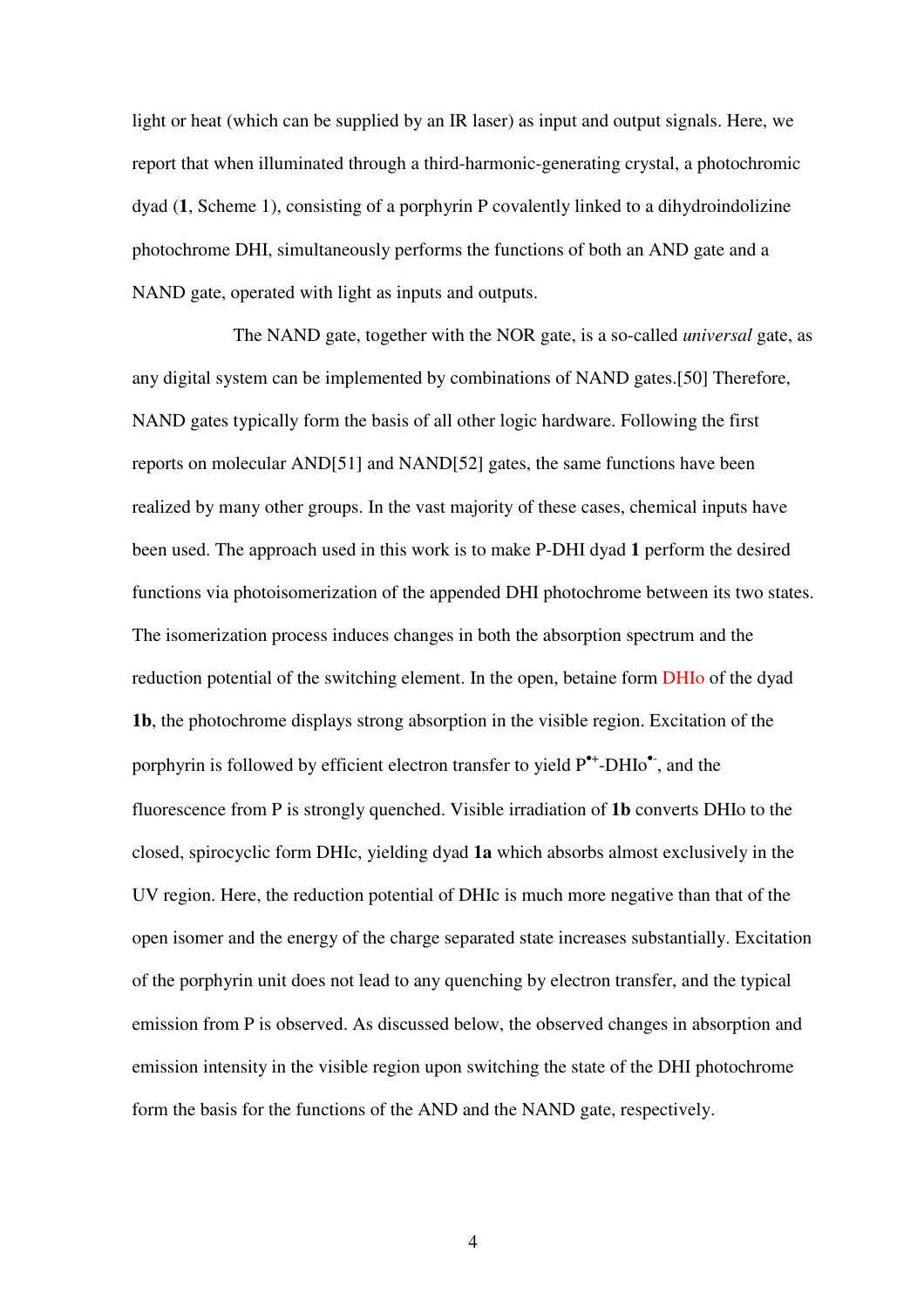light or heat (which can be supplied by an IR laser) as input and output signals. Here, we report that when illuminated through a third-harmonic-generating crystal, a photochromic dyad (**1**, Scheme 1), consisting of a porphyrin P covalently linked to a dihydroindolizine photochrome DHI, simultaneously performs the functions of both an AND gate and a NAND gate, operated with light as inputs and outputs.

The NAND gate, together with the NOR gate, is a so-called *universal* gate, as any digital system can be implemented by combinations of NAND gates.[50] Therefore, NAND gates typically form the basis of all other logic hardware. Following the first reports on molecular AND[51] and NAND[52] gates, the same functions have been realized by many other groups. In the vast majority of these cases, chemical inputs have been used. The approach used in this work is to make P-DHI dyad **1** perform the desired functions via photoisomerization of the appended DHI photochrome between its two states. The isomerization process induces changes in both the absorption spectrum and the reduction potential of the switching element. In the open, betaine form DHIo of the dyad **1b**, the photochrome displays strong absorption in the visible region. Excitation of the porphyrin is followed by efficient electron transfer to yield $P^{\bullet+}$-$DHIo^{\bullet-}$, and the fluorescence from P is strongly quenched. Visible irradiation of **1b** converts DHIo to the closed, spirocyclic form DHIc, yielding dyad **1a** which absorbs almost exclusively in the UV region. Here, the reduction potential of DHIc is much more negative than that of the open isomer and the energy of the charge separated state increases substantially. Excitation of the porphyrin unit does not lead to any quenching by electron transfer, and the typical emission from P is observed. As discussed below, the observed changes in absorption and emission intensity in the visible region upon switching the state of the DHI photochrome form the basis for the functions of the AND and the NAND gate, respectively.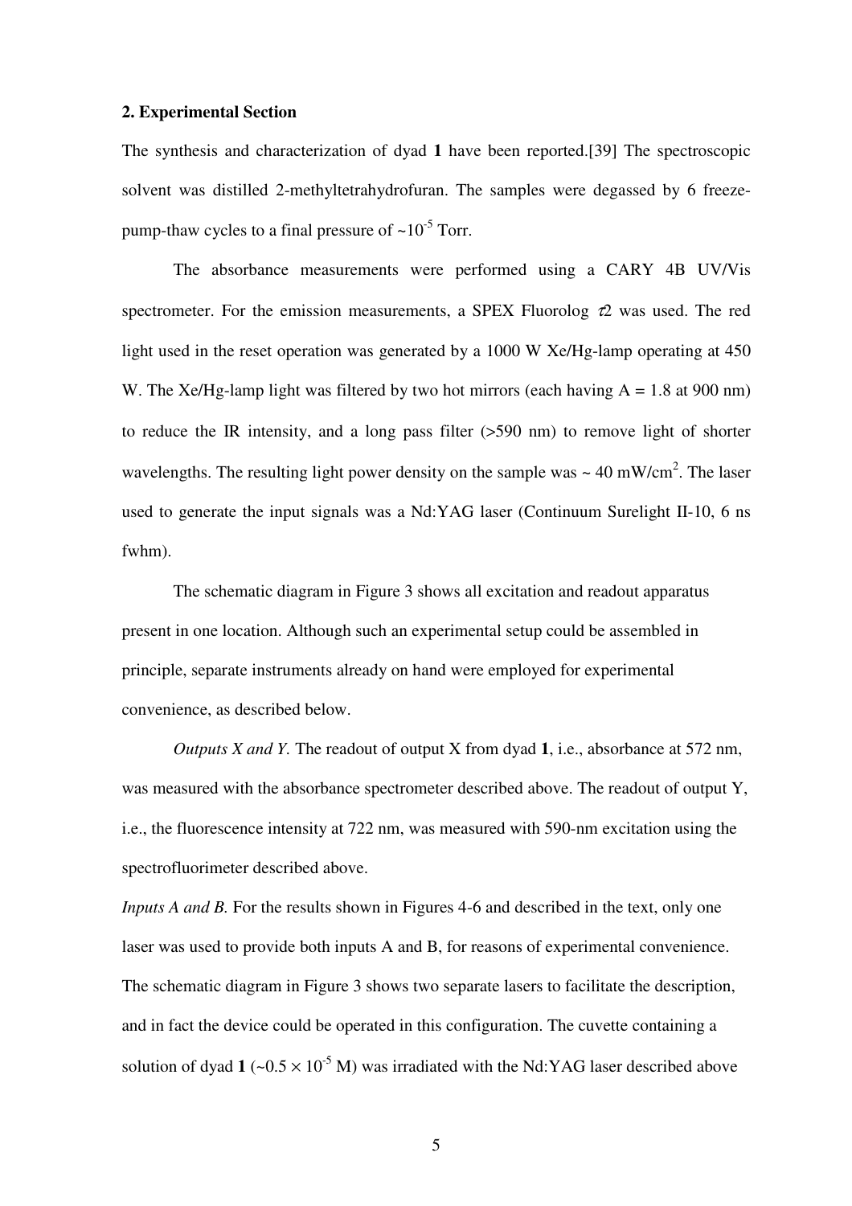## 2. Experimental Section

The synthesis and characterization of dyad **1** have been reported.[39] The spectroscopic solvent was distilled 2-methyltetrahydrofuran. The samples were degassed by 6 freeze-pump-thaw cycles to a final pressure of ~$10^{-5}$ Torr.

The absorbance measurements were performed using a CARY 4B UV/Vis spectrometer. For the emission measurements, a SPEX Fluorolog $\tau$2 was used. The red light used in the reset operation was generated by a 1000 W Xe/Hg-lamp operating at 450 W. The Xe/Hg-lamp light was filtered by two hot mirrors (each having A = 1.8 at 900 nm) to reduce the IR intensity, and a long pass filter (>590 nm) to remove light of shorter wavelengths. The resulting light power density on the sample was ~ 40 mW/cm$^2$. The laser used to generate the input signals was a Nd:YAG laser (Continuum Surelight II-10, 6 ns fwhm).

The schematic diagram in Figure 3 shows all excitation and readout apparatus present in one location. Although such an experimental setup could be assembled in principle, separate instruments already on hand were employed for experimental convenience, as described below.

*Outputs X and Y.* The readout of output X from dyad **1**, i.e., absorbance at 572 nm, was measured with the absorbance spectrometer described above. The readout of output Y, i.e., the fluorescence intensity at 722 nm, was measured with 590-nm excitation using the spectrofluorimeter described above.

*Inputs A and B.* For the results shown in Figures 4-6 and described in the text, only one laser was used to provide both inputs A and B, for reasons of experimental convenience. The schematic diagram in Figure 3 shows two separate lasers to facilitate the description, and in fact the device could be operated in this configuration. The cuvette containing a solution of dyad **1** (~$0.5 \times 10^{-5}$ M) was irradiated with the Nd:YAG laser described above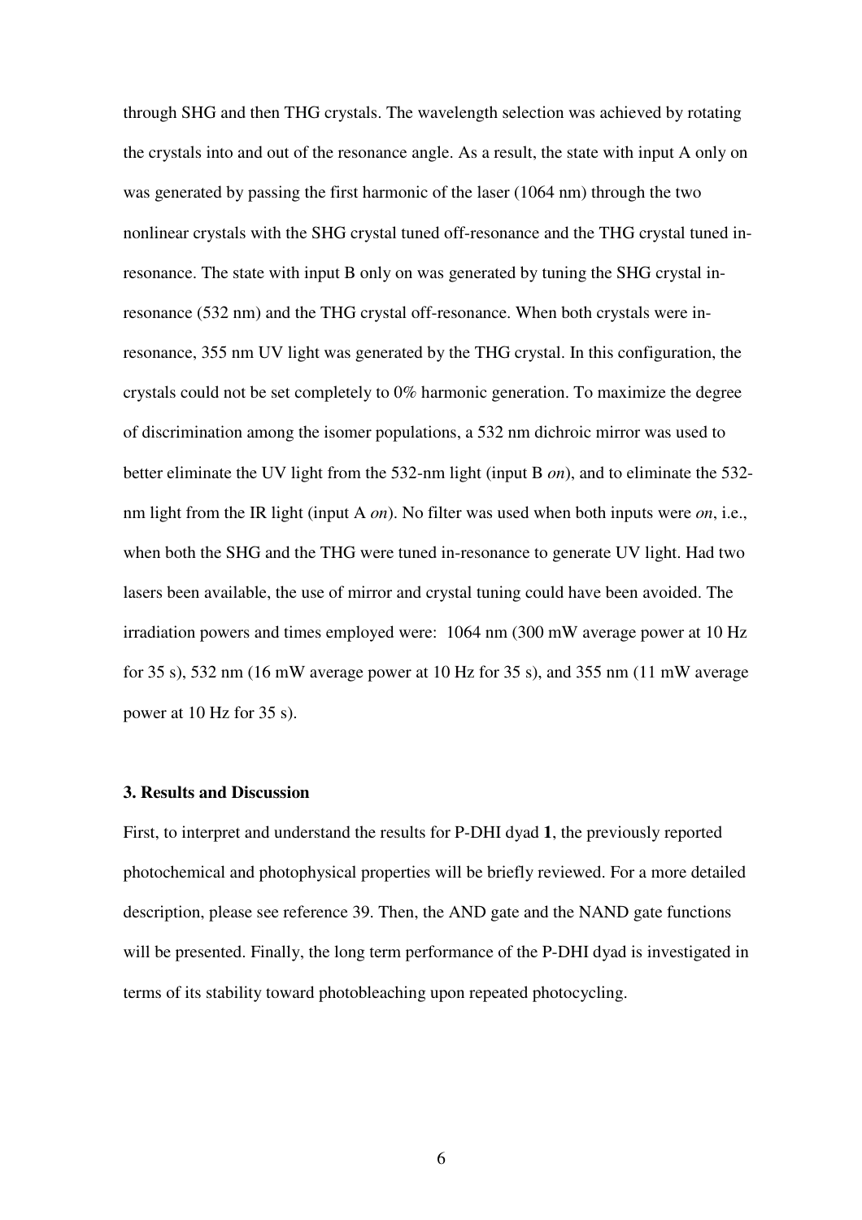through SHG and then THG crystals. The wavelength selection was achieved by rotating the crystals into and out of the resonance angle. As a result, the state with input A only on was generated by passing the first harmonic of the laser (1064 nm) through the two nonlinear crystals with the SHG crystal tuned off-resonance and the THG crystal tuned in-resonance. The state with input B only on was generated by tuning the SHG crystal in-resonance (532 nm) and the THG crystal off-resonance. When both crystals were in-resonance, 355 nm UV light was generated by the THG crystal. In this configuration, the crystals could not be set completely to 0% harmonic generation. To maximize the degree of discrimination among the isomer populations, a 532 nm dichroic mirror was used to better eliminate the UV light from the 532-nm light (input B *on*), and to eliminate the 532-nm light from the IR light (input A *on*). No filter was used when both inputs were *on*, i.e., when both the SHG and the THG were tuned in-resonance to generate UV light. Had two lasers been available, the use of mirror and crystal tuning could have been avoided. The irradiation powers and times employed were: 1064 nm (300 mW average power at 10 Hz for 35 s), 532 nm (16 mW average power at 10 Hz for 35 s), and 355 nm (11 mW average power at 10 Hz for 35 s).

### 3. Results and Discussion

First, to interpret and understand the results for P-DHI dyad **1**, the previously reported photochemical and photophysical properties will be briefly reviewed. For a more detailed description, please see reference 39. Then, the AND gate and the NAND gate functions will be presented. Finally, the long term performance of the P-DHI dyad is investigated in terms of its stability toward photobleaching upon repeated photocycling.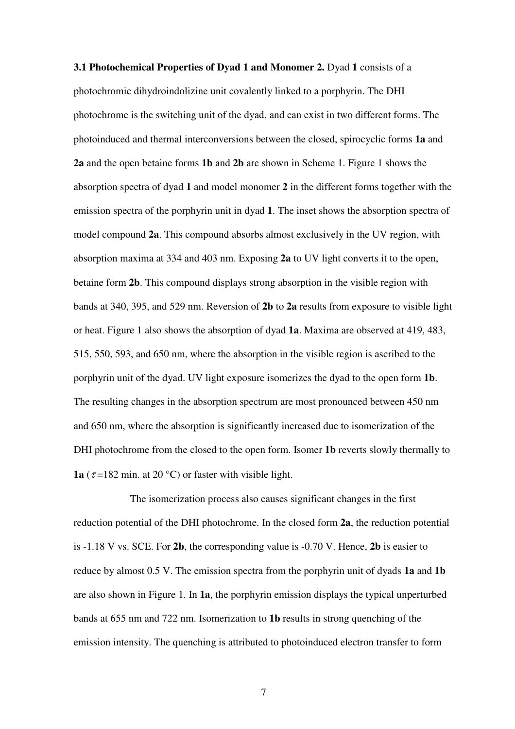**3.1 Photochemical Properties of Dyad 1 and Monomer 2.** Dyad **1** consists of a photochromic dihydroindolizine unit covalently linked to a porphyrin. The DHI photochrome is the switching unit of the dyad, and can exist in two different forms. The photoinduced and thermal interconversions between the closed, spirocyclic forms **1a** and **2a** and the open betaine forms **1b** and **2b** are shown in Scheme 1. Figure 1 shows the absorption spectra of dyad **1** and model monomer **2** in the different forms together with the emission spectra of the porphyrin unit in dyad **1**. The inset shows the absorption spectra of model compound **2a**. This compound absorbs almost exclusively in the UV region, with absorption maxima at 334 and 403 nm. Exposing **2a** to UV light converts it to the open, betaine form **2b**. This compound displays strong absorption in the visible region with bands at 340, 395, and 529 nm. Reversion of **2b** to **2a** results from exposure to visible light or heat. Figure 1 also shows the absorption of dyad **1a**. Maxima are observed at 419, 483, 515, 550, 593, and 650 nm, where the absorption in the visible region is ascribed to the porphyrin unit of the dyad. UV light exposure isomerizes the dyad to the open form **1b**. The resulting changes in the absorption spectrum are most pronounced between 450 nm and 650 nm, where the absorption is significantly increased due to isomerization of the DHI photochrome from the closed to the open form. Isomer **1b** reverts slowly thermally to **1a** ($\tau$=182 min. at 20 °C) or faster with visible light.

The isomerization process also causes significant changes in the first reduction potential of the DHI photochrome. In the closed form **2a**, the reduction potential is -1.18 V vs. SCE. For **2b**, the corresponding value is -0.70 V. Hence, **2b** is easier to reduce by almost 0.5 V. The emission spectra from the porphyrin unit of dyads **1a** and **1b** are also shown in Figure 1. In **1a**, the porphyrin emission displays the typical unperturbed bands at 655 nm and 722 nm. Isomerization to **1b** results in strong quenching of the emission intensity. The quenching is attributed to photoinduced electron transfer to form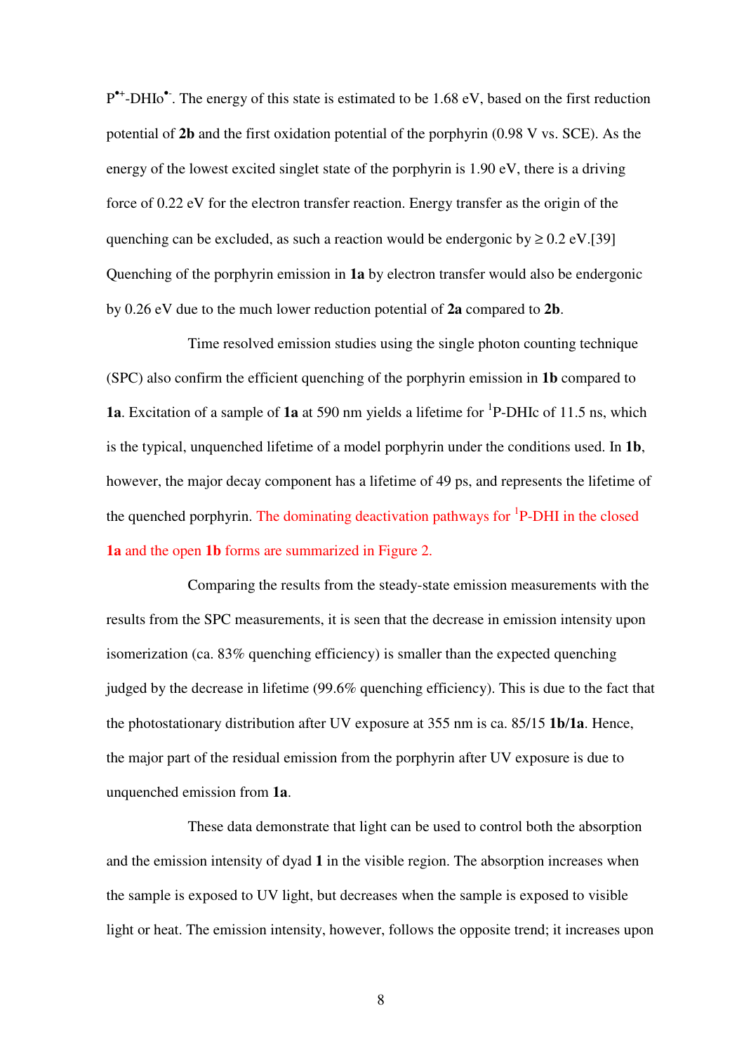$P^{\bullet+}$-DHIo$^{\bullet-}$. The energy of this state is estimated to be 1.68 eV, based on the first reduction potential of **2b** and the first oxidation potential of the porphyrin (0.98 V vs. SCE). As the energy of the lowest excited singlet state of the porphyrin is 1.90 eV, there is a driving force of 0.22 eV for the electron transfer reaction. Energy transfer as the origin of the quenching can be excluded, as such a reaction would be endergonic by ≥ 0.2 eV.[39] Quenching of the porphyrin emission in **1a** by electron transfer would also be endergonic by 0.26 eV due to the much lower reduction potential of **2a** compared to **2b**.

Time resolved emission studies using the single photon counting technique (SPC) also confirm the efficient quenching of the porphyrin emission in **1b** compared to **1a**. Excitation of a sample of **1a** at 590 nm yields a lifetime for $^{1}$P-DHIc of 11.5 ns, which is the typical, unquenched lifetime of a model porphyrin under the conditions used. In **1b**, however, the major decay component has a lifetime of 49 ps, and represents the lifetime of the quenched porphyrin. The dominating deactivation pathways for $^{1}$P-DHI in the closed **1a** and the open **1b** forms are summarized in Figure 2.

Comparing the results from the steady-state emission measurements with the results from the SPC measurements, it is seen that the decrease in emission intensity upon isomerization (ca. 83% quenching efficiency) is smaller than the expected quenching judged by the decrease in lifetime (99.6% quenching efficiency). This is due to the fact that the photostationary distribution after UV exposure at 355 nm is ca. 85/15 **1b**/**1a**. Hence, the major part of the residual emission from the porphyrin after UV exposure is due to unquenched emission from **1a**.

These data demonstrate that light can be used to control both the absorption and the emission intensity of dyad **1** in the visible region. The absorption increases when the sample is exposed to UV light, but decreases when the sample is exposed to visible light or heat. The emission intensity, however, follows the opposite trend; it increases upon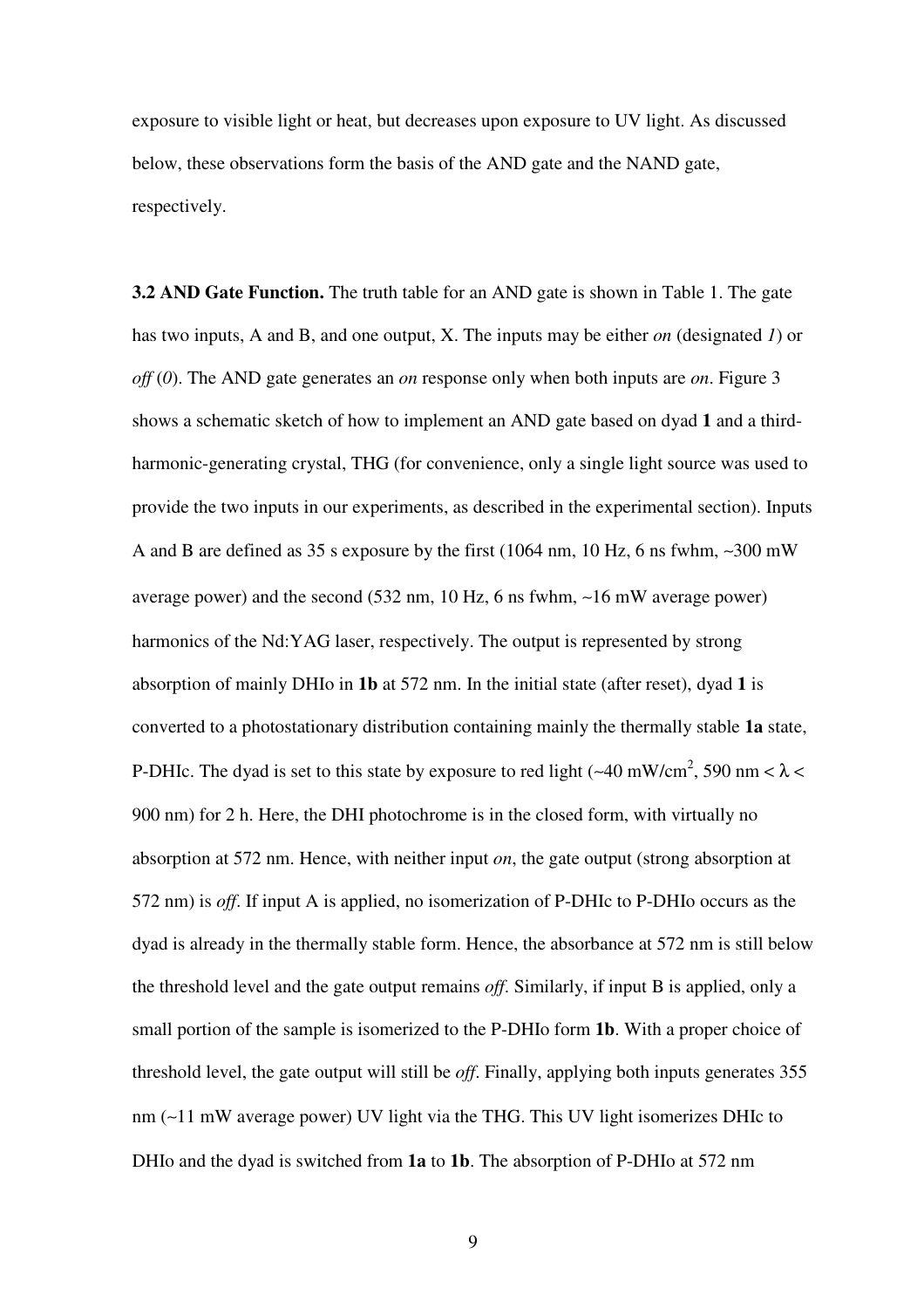exposure to visible light or heat, but decreases upon exposure to UV light. As discussed below, these observations form the basis of the AND gate and the NAND gate, respectively.

**3.2 AND Gate Function.** The truth table for an AND gate is shown in Table 1. The gate has two inputs, A and B, and one output, X. The inputs may be either *on* (designated *1*) or *off* (*0*). The AND gate generates an *on* response only when both inputs are *on*. Figure 3 shows a schematic sketch of how to implement an AND gate based on dyad **1** and a third-harmonic-generating crystal, THG (for convenience, only a single light source was used to provide the two inputs in our experiments, as described in the experimental section). Inputs A and B are defined as 35 s exposure by the first (1064 nm, 10 Hz, 6 ns fwhm, ~300 mW average power) and the second (532 nm, 10 Hz, 6 ns fwhm, ~16 mW average power) harmonics of the Nd:YAG laser, respectively. The output is represented by strong absorption of mainly DHIo in **1b** at 572 nm. In the initial state (after reset), dyad **1** is converted to a photostationary distribution containing mainly the thermally stable **1a** state, P-DHIc. The dyad is set to this state by exposure to red light (~40 mW/cm$^2$, 590 nm < $\lambda$ < 900 nm) for 2 h. Here, the DHI photochrome is in the closed form, with virtually no absorption at 572 nm. Hence, with neither input *on*, the gate output (strong absorption at 572 nm) is *off*. If input A is applied, no isomerization of P-DHIc to P-DHIo occurs as the dyad is already in the thermally stable form. Hence, the absorbance at 572 nm is still below the threshold level and the gate output remains *off*. Similarly, if input B is applied, only a small portion of the sample is isomerized to the P-DHIo form **1b**. With a proper choice of threshold level, the gate output will still be *off*. Finally, applying both inputs generates 355 nm (~11 mW average power) UV light via the THG. This UV light isomerizes DHIc to DHIo and the dyad is switched from **1a** to **1b**. The absorption of P-DHIo at 572 nm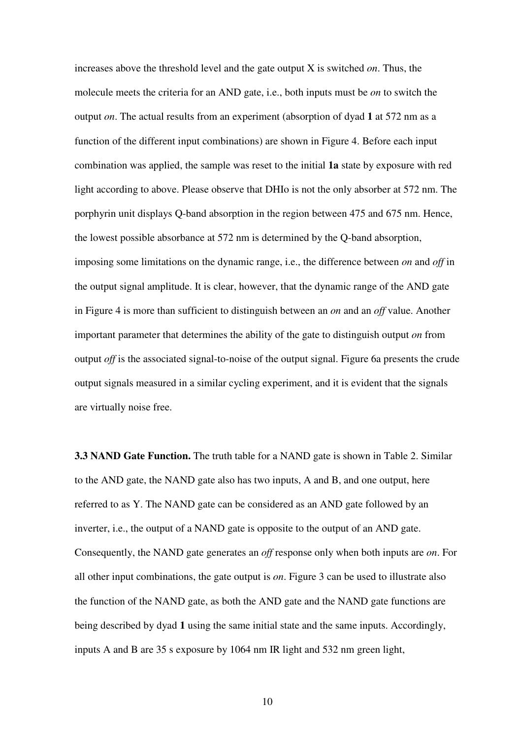increases above the threshold level and the gate output X is switched *on*. Thus, the molecule meets the criteria for an AND gate, i.e., both inputs must be *on* to switch the output *on*. The actual results from an experiment (absorption of dyad **1** at 572 nm as a function of the different input combinations) are shown in Figure 4. Before each input combination was applied, the sample was reset to the initial **1a** state by exposure with red light according to above. Please observe that DHIo is not the only absorber at 572 nm. The porphyrin unit displays Q-band absorption in the region between 475 and 675 nm. Hence, the lowest possible absorbance at 572 nm is determined by the Q-band absorption, imposing some limitations on the dynamic range, i.e., the difference between *on* and *off* in the output signal amplitude. It is clear, however, that the dynamic range of the AND gate in Figure 4 is more than sufficient to distinguish between an *on* and an *off* value. Another important parameter that determines the ability of the gate to distinguish output *on* from output *off* is the associated signal-to-noise of the output signal. Figure 6a presents the crude output signals measured in a similar cycling experiment, and it is evident that the signals are virtually noise free.

**3.3 NAND Gate Function.** The truth table for a NAND gate is shown in Table 2. Similar to the AND gate, the NAND gate also has two inputs, A and B, and one output, here referred to as Y. The NAND gate can be considered as an AND gate followed by an inverter, i.e., the output of a NAND gate is opposite to the output of an AND gate. Consequently, the NAND gate generates an *off* response only when both inputs are *on*. For all other input combinations, the gate output is *on*. Figure 3 can be used to illustrate also the function of the NAND gate, as both the AND gate and the NAND gate functions are being described by dyad **1** using the same initial state and the same inputs. Accordingly, inputs A and B are 35 s exposure by 1064 nm IR light and 532 nm green light,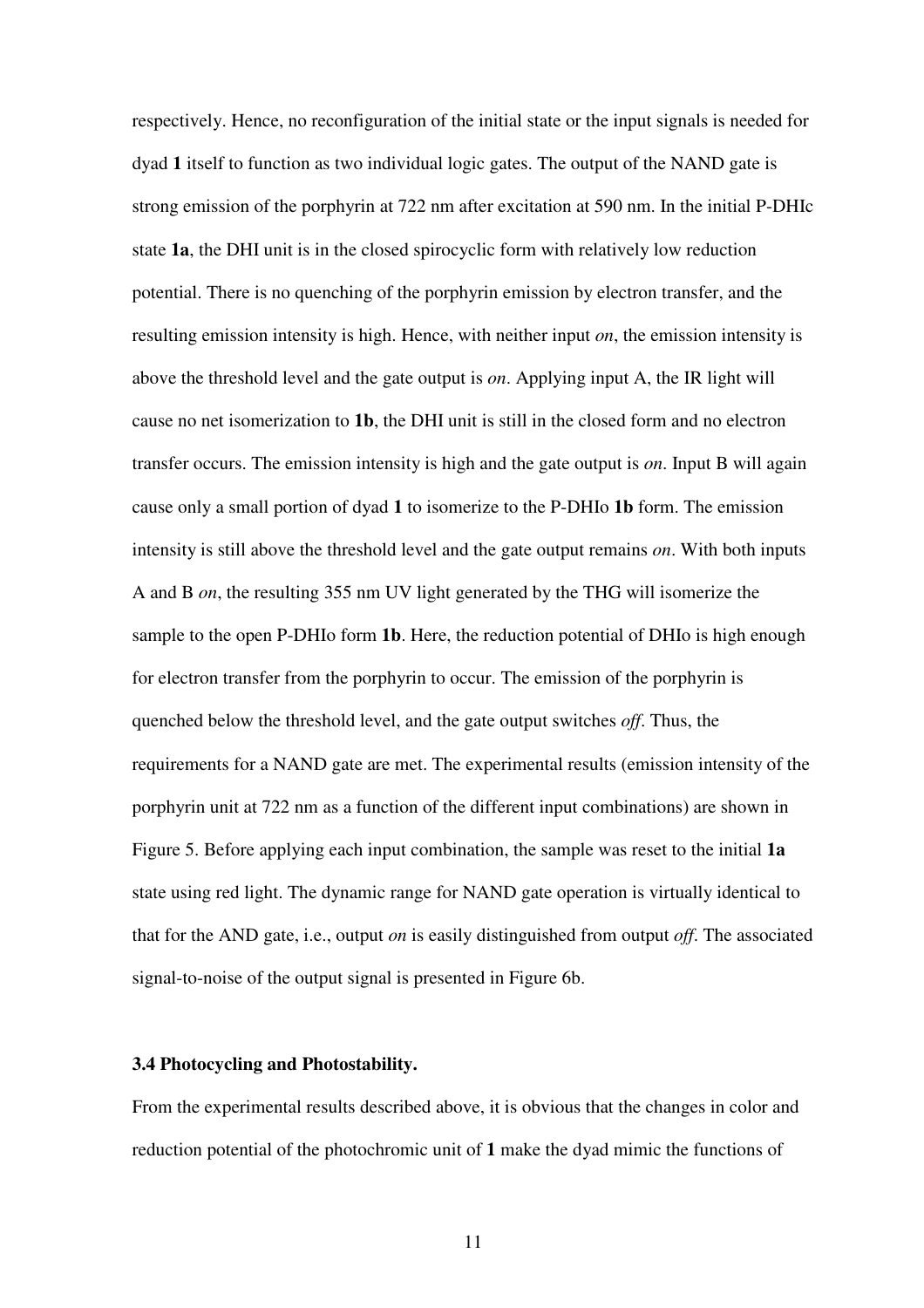respectively. Hence, no reconfiguration of the initial state or the input signals is needed for dyad **1** itself to function as two individual logic gates. The output of the NAND gate is strong emission of the porphyrin at 722 nm after excitation at 590 nm. In the initial P-DHIc state **1a**, the DHI unit is in the closed spirocyclic form with relatively low reduction potential. There is no quenching of the porphyrin emission by electron transfer, and the resulting emission intensity is high. Hence, with neither input *on*, the emission intensity is above the threshold level and the gate output is *on*. Applying input A, the IR light will cause no net isomerization to **1b**, the DHI unit is still in the closed form and no electron transfer occurs. The emission intensity is high and the gate output is *on*. Input B will again cause only a small portion of dyad **1** to isomerize to the P-DHIo **1b** form. The emission intensity is still above the threshold level and the gate output remains *on*. With both inputs A and B *on*, the resulting 355 nm UV light generated by the THG will isomerize the sample to the open P-DHIo form **1b**. Here, the reduction potential of DHIo is high enough for electron transfer from the porphyrin to occur. The emission of the porphyrin is quenched below the threshold level, and the gate output switches *off*. Thus, the requirements for a NAND gate are met. The experimental results (emission intensity of the porphyrin unit at 722 nm as a function of the different input combinations) are shown in Figure 5. Before applying each input combination, the sample was reset to the initial **1a** state using red light. The dynamic range for NAND gate operation is virtually identical to that for the AND gate, i.e., output *on* is easily distinguished from output *off*. The associated signal-to-noise of the output signal is presented in Figure 6b.

### 3.4 Photocycling and Photostability.

From the experimental results described above, it is obvious that the changes in color and reduction potential of the photochromic unit of **1** make the dyad mimic the functions of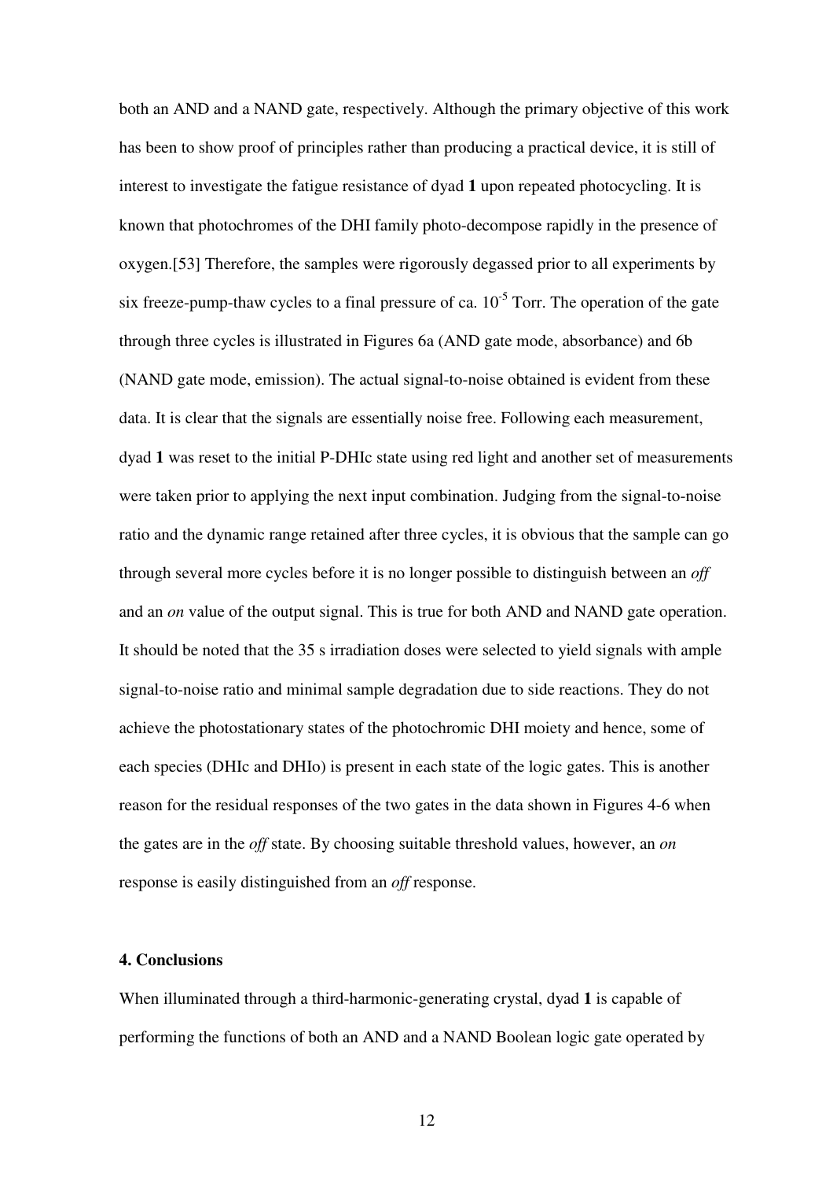both an AND and a NAND gate, respectively. Although the primary objective of this work has been to show proof of principles rather than producing a practical device, it is still of interest to investigate the fatigue resistance of dyad **1** upon repeated photocycling. It is known that photochromes of the DHI family photo-decompose rapidly in the presence of oxygen.[53] Therefore, the samples were rigorously degassed prior to all experiments by six freeze-pump-thaw cycles to a final pressure of ca. $10^{-5}$ Torr. The operation of the gate through three cycles is illustrated in Figures 6a (AND gate mode, absorbance) and 6b (NAND gate mode, emission). The actual signal-to-noise obtained is evident from these data. It is clear that the signals are essentially noise free. Following each measurement, dyad **1** was reset to the initial P-DHIc state using red light and another set of measurements were taken prior to applying the next input combination. Judging from the signal-to-noise ratio and the dynamic range retained after three cycles, it is obvious that the sample can go through several more cycles before it is no longer possible to distinguish between an *off* and an *on* value of the output signal. This is true for both AND and NAND gate operation. It should be noted that the 35 s irradiation doses were selected to yield signals with ample signal-to-noise ratio and minimal sample degradation due to side reactions. They do not achieve the photostationary states of the photochromic DHI moiety and hence, some of each species (DHIc and DHIo) is present in each state of the logic gates. This is another reason for the residual responses of the two gates in the data shown in Figures 4-6 when the gates are in the *off* state. By choosing suitable threshold values, however, an *on* response is easily distinguished from an *off* response.

### 4. Conclusions

When illuminated through a third-harmonic-generating crystal, dyad **1** is capable of performing the functions of both an AND and a NAND Boolean logic gate operated by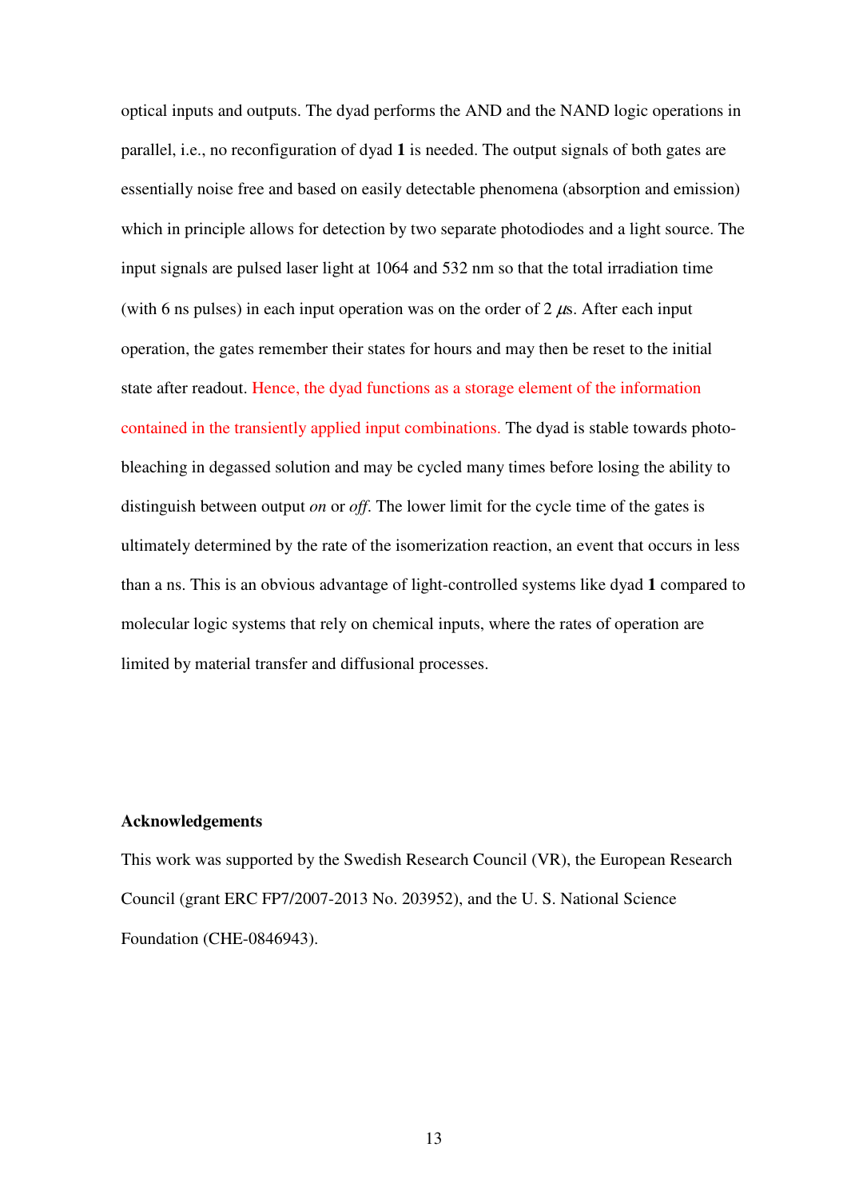optical inputs and outputs. The dyad performs the AND and the NAND logic operations in parallel, i.e., no reconfiguration of dyad **1** is needed. The output signals of both gates are essentially noise free and based on easily detectable phenomena (absorption and emission) which in principle allows for detection by two separate photodiodes and a light source. The input signals are pulsed laser light at 1064 and 532 nm so that the total irradiation time (with 6 ns pulses) in each input operation was on the order of 2 $\mu$s. After each input operation, the gates remember their states for hours and may then be reset to the initial state after readout. Hence, the dyad functions as a storage element of the information contained in the transiently applied input combinations. The dyad is stable towards photobleaching in degassed solution and may be cycled many times before losing the ability to distinguish between output *on* or *off*. The lower limit for the cycle time of the gates is ultimately determined by the rate of the isomerization reaction, an event that occurs in less than a ns. This is an obvious advantage of light-controlled systems like dyad **1** compared to molecular logic systems that rely on chemical inputs, where the rates of operation are limited by material transfer and diffusional processes.

### Acknowledgements

This work was supported by the Swedish Research Council (VR), the European Research Council (grant ERC FP7/2007-2013 No. 203952), and the U. S. National Science Foundation (CHE-0846943).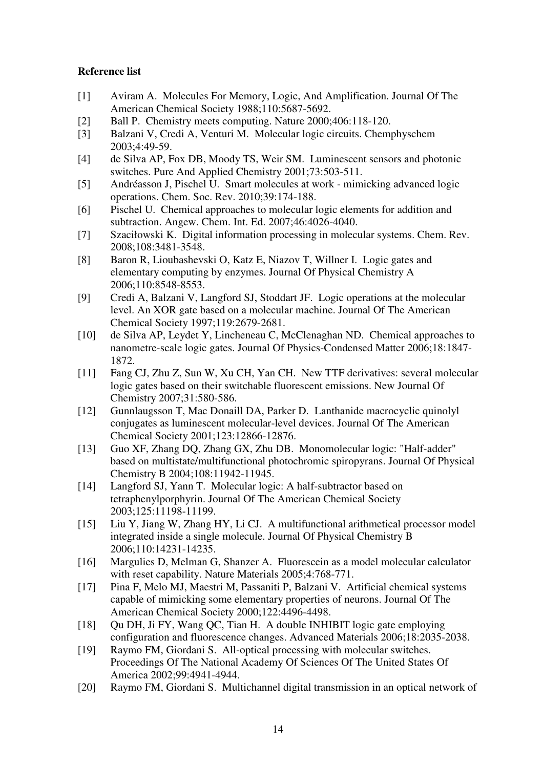**Reference list**

[1] Aviram A. Molecules For Memory, Logic, And Amplification. Journal Of The American Chemical Society 1988;110:5687-5692.

[2] Ball P. Chemistry meets computing. Nature 2000;406:118-120.

[3] Balzani V, Credi A, Venturi M. Molecular logic circuits. Chemphyschem 2003;4:49-59.

[4] de Silva AP, Fox DB, Moody TS, Weir SM. Luminescent sensors and photonic switches. Pure And Applied Chemistry 2001;73:503-511.

[5] Andréasson J, Pischel U. Smart molecules at work - mimicking advanced logic operations. Chem. Soc. Rev. 2010;39:174-188.

[6] Pischel U. Chemical approaches to molecular logic elements for addition and subtraction. Angew. Chem. Int. Ed. 2007;46:4026-4040.

[7] Szaciłowski K. Digital information processing in molecular systems. Chem. Rev. 2008;108:3481-3548.

[8] Baron R, Lioubashevski O, Katz E, Niazov T, Willner I. Logic gates and elementary computing by enzymes. Journal Of Physical Chemistry A 2006;110:8548-8553.

[9] Credi A, Balzani V, Langford SJ, Stoddart JF. Logic operations at the molecular level. An XOR gate based on a molecular machine. Journal Of The American Chemical Society 1997;119:2679-2681.

[10] de Silva AP, Leydet Y, Lincheneau C, McClenaghan ND. Chemical approaches to nanometre-scale logic gates. Journal Of Physics-Condensed Matter 2006;18:1847-1872.

[11] Fang CJ, Zhu Z, Sun W, Xu CH, Yan CH. New TTF derivatives: several molecular logic gates based on their switchable fluorescent emissions. New Journal Of Chemistry 2007;31:580-586.

[12] Gunnlaugsson T, Mac Donaill DA, Parker D. Lanthanide macrocyclic quinolyl conjugates as luminescent molecular-level devices. Journal Of The American Chemical Society 2001;123:12866-12876.

[13] Guo XF, Zhang DQ, Zhang GX, Zhu DB. Monomolecular logic: "Half-adder" based on multistate/multifunctional photochromic spiropyrans. Journal Of Physical Chemistry B 2004;108:11942-11945.

[14] Langford SJ, Yann T. Molecular logic: A half-subtractor based on tetraphenylporphyrin. Journal Of The American Chemical Society 2003;125:11198-11199.

[15] Liu Y, Jiang W, Zhang HY, Li CJ. A multifunctional arithmetical processor model integrated inside a single molecule. Journal Of Physical Chemistry B 2006;110:14231-14235.

[16] Margulies D, Melman G, Shanzer A. Fluorescein as a model molecular calculator with reset capability. Nature Materials 2005;4:768-771.

[17] Pina F, Melo MJ, Maestri M, Passaniti P, Balzani V. Artificial chemical systems capable of mimicking some elementary properties of neurons. Journal Of The American Chemical Society 2000;122:4496-4498.

[18] Qu DH, Ji FY, Wang QC, Tian H. A double INHIBIT logic gate employing configuration and fluorescence changes. Advanced Materials 2006;18:2035-2038.

[19] Raymo FM, Giordani S. All-optical processing with molecular switches. Proceedings Of The National Academy Of Sciences Of The United States Of America 2002;99:4941-4944.

[20] Raymo FM, Giordani S. Multichannel digital transmission in an optical network of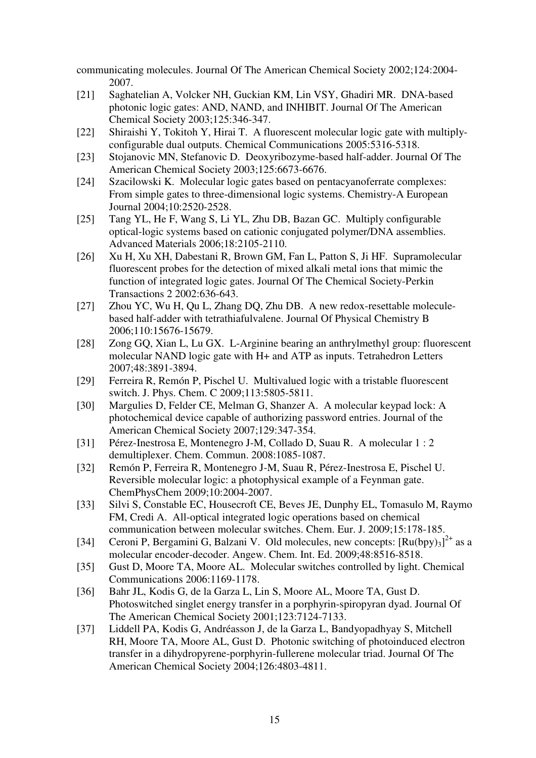communicating molecules. Journal Of The American Chemical Society 2002;124:2004-2007.

[21] Saghatelian A, Volcker NH, Guckian KM, Lin VSY, Ghadiri MR. DNA-based photonic logic gates: AND, NAND, and INHIBIT. Journal Of The American Chemical Society 2003;125:346-347.

[22] Shiraishi Y, Tokitoh Y, Hirai T. A fluorescent molecular logic gate with multiply-configurable dual outputs. Chemical Communications 2005:5316-5318.

[23] Stojanovic MN, Stefanovic D. Deoxyribozyme-based half-adder. Journal Of The American Chemical Society 2003;125:6673-6676.

[24] Szacilowski K. Molecular logic gates based on pentacyanoferrate complexes: From simple gates to three-dimensional logic systems. Chemistry-A European Journal 2004;10:2520-2528.

[25] Tang YL, He F, Wang S, Li YL, Zhu DB, Bazan GC. Multiply configurable optical-logic systems based on cationic conjugated polymer/DNA assemblies. Advanced Materials 2006;18:2105-2110.

[26] Xu H, Xu XH, Dabestani R, Brown GM, Fan L, Patton S, Ji HF. Supramolecular fluorescent probes for the detection of mixed alkali metal ions that mimic the function of integrated logic gates. Journal Of The Chemical Society-Perkin Transactions 2 2002:636-643.

[27] Zhou YC, Wu H, Qu L, Zhang DQ, Zhu DB. A new redox-resettable molecule-based half-adder with tetrathiafulvalene. Journal Of Physical Chemistry B 2006;110:15676-15679.

[28] Zong GQ, Xian L, Lu GX. L-Arginine bearing an anthrylmethyl group: fluorescent molecular NAND logic gate with H+ and ATP as inputs. Tetrahedron Letters 2007;48:3891-3894.

[29] Ferreira R, Remón P, Pischel U. Multivalued logic with a tristable fluorescent switch. J. Phys. Chem. C 2009;113:5805-5811.

[30] Margulies D, Felder CE, Melman G, Shanzer A. A molecular keypad lock: A photochemical device capable of authorizing password entries. Journal of the American Chemical Society 2007;129:347-354.

[31] Pérez-Inestrosa E, Montenegro J-M, Collado D, Suau R. A molecular 1 : 2 demultiplexer. Chem. Commun. 2008:1085-1087.

[32] Remón P, Ferreira R, Montenegro J-M, Suau R, Pérez-Inestrosa E, Pischel U. Reversible molecular logic: a photophysical example of a Feynman gate. ChemPhysChem 2009;10:2004-2007.

[33] Silvi S, Constable EC, Housecroft CE, Beves JE, Dunphy EL, Tomasulo M, Raymo FM, Credi A. All-optical integrated logic operations based on chemical communication between molecular switches. Chem. Eur. J. 2009;15:178-185.

[34] Ceroni P, Bergamini G, Balzani V. Old molecules, new concepts: $[Ru(bpy)_3]^{2+}$ as a molecular encoder-decoder. Angew. Chem. Int. Ed. 2009;48:8516-8518.

[35] Gust D, Moore TA, Moore AL. Molecular switches controlled by light. Chemical Communications 2006:1169-1178.

[36] Bahr JL, Kodis G, de la Garza L, Lin S, Moore AL, Moore TA, Gust D. Photoswitched singlet energy transfer in a porphyrin-spiropyran dyad. Journal Of The American Chemical Society 2001;123:7124-7133.

[37] Liddell PA, Kodis G, Andréasson J, de la Garza L, Bandyopadhyay S, Mitchell RH, Moore TA, Moore AL, Gust D. Photonic switching of photoinduced electron transfer in a dihydropyrene-porphyrin-fullerene molecular triad. Journal Of The American Chemical Society 2004;126:4803-4811.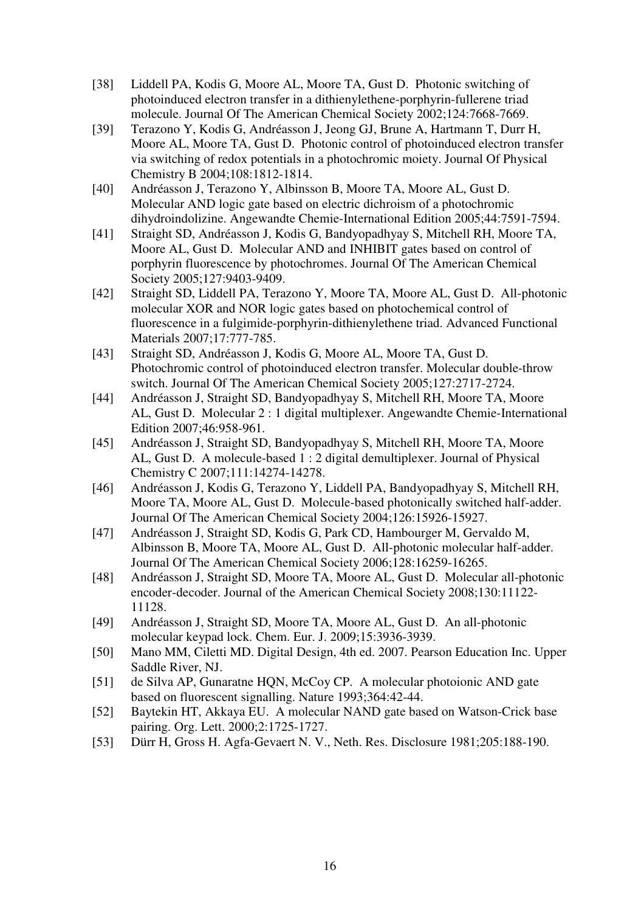[38] Liddell PA, Kodis G, Moore AL, Moore TA, Gust D. Photonic switching of photoinduced electron transfer in a dithienylethene-porphyrin-fullerene triad molecule. Journal Of The American Chemical Society 2002;124:7668-7669.

[39] Terazono Y, Kodis G, Andréasson J, Jeong GJ, Brune A, Hartmann T, Durr H, Moore AL, Moore TA, Gust D. Photonic control of photoinduced electron transfer via switching of redox potentials in a photochromic moiety. Journal Of Physical Chemistry B 2004;108:1812-1814.

[40] Andréasson J, Terazono Y, Albinsson B, Moore TA, Moore AL, Gust D. Molecular AND logic gate based on electric dichroism of a photochromic dihydroindolizine. Angewandte Chemie-International Edition 2005;44:7591-7594.

[41] Straight SD, Andréasson J, Kodis G, Bandyopadhyay S, Mitchell RH, Moore TA, Moore AL, Gust D. Molecular AND and INHIBIT gates based on control of porphyrin fluorescence by photochromes. Journal Of The American Chemical Society 2005;127:9403-9409.

[42] Straight SD, Liddell PA, Terazono Y, Moore TA, Moore AL, Gust D. All-photonic molecular XOR and NOR logic gates based on photochemical control of fluorescence in a fulgimide-porphyrin-dithienylethene triad. Advanced Functional Materials 2007;17:777-785.

[43] Straight SD, Andréasson J, Kodis G, Moore AL, Moore TA, Gust D. Photochromic control of photoinduced electron transfer. Molecular double-throw switch. Journal Of The American Chemical Society 2005;127:2717-2724.

[44] Andréasson J, Straight SD, Bandyopadhyay S, Mitchell RH, Moore TA, Moore AL, Gust D. Molecular 2 : 1 digital multiplexer. Angewandte Chemie-International Edition 2007;46:958-961.

[45] Andréasson J, Straight SD, Bandyopadhyay S, Mitchell RH, Moore TA, Moore AL, Gust D. A molecule-based 1 : 2 digital demultiplexer. Journal of Physical Chemistry C 2007;111:14274-14278.

[46] Andréasson J, Kodis G, Terazono Y, Liddell PA, Bandyopadhyay S, Mitchell RH, Moore TA, Moore AL, Gust D. Molecule-based photonically switched half-adder. Journal Of The American Chemical Society 2004;126:15926-15927.

[47] Andréasson J, Straight SD, Kodis G, Park CD, Hambourger M, Gervaldo M, Albinsson B, Moore TA, Moore AL, Gust D. All-photonic molecular half-adder. Journal Of The American Chemical Society 2006;128:16259-16265.

[48] Andréasson J, Straight SD, Moore TA, Moore AL, Gust D. Molecular all-photonic encoder-decoder. Journal of the American Chemical Society 2008;130:11122-11128.

[49] Andréasson J, Straight SD, Moore TA, Moore AL, Gust D. An all-photonic molecular keypad lock. Chem. Eur. J. 2009;15:3936-3939.

[50] Mano MM, Ciletti MD. Digital Design, 4th ed. 2007. Pearson Education Inc. Upper Saddle River, NJ.

[51] de Silva AP, Gunaratne HQN, McCoy CP. A molecular photoionic AND gate based on fluorescent signalling. Nature 1993;364:42-44.

[52] Baytekin HT, Akkaya EU. A molecular NAND gate based on Watson-Crick base pairing. Org. Lett. 2000;2:1725-1727.

[53] Dürr H, Gross H. Agfa-Gevaert N. V., Neth. Res. Disclosure 1981;205:188-190.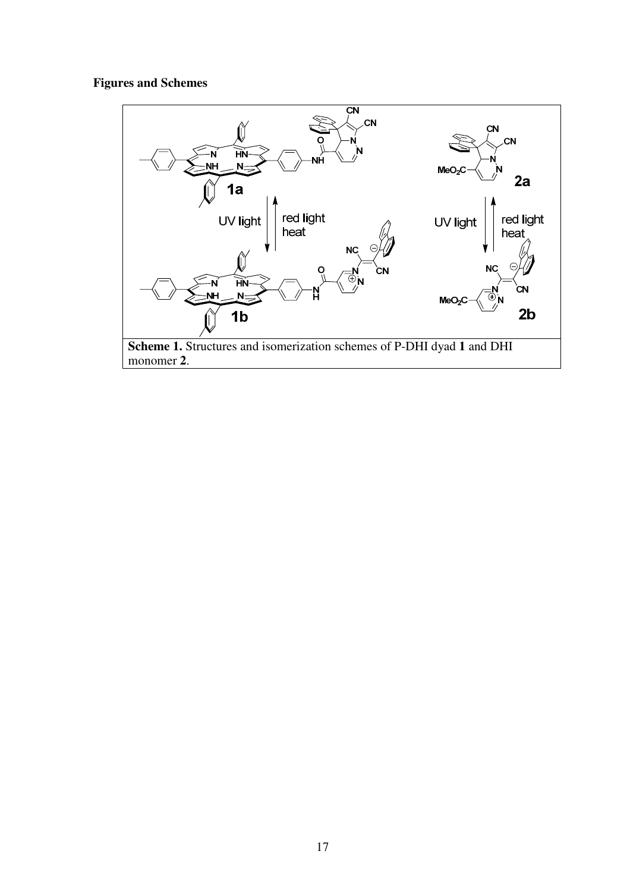**Figures and Schemes**

**Scheme 1.** Structures and isomerization schemes of P-DHI dyad **1** and DHI monomer **2**.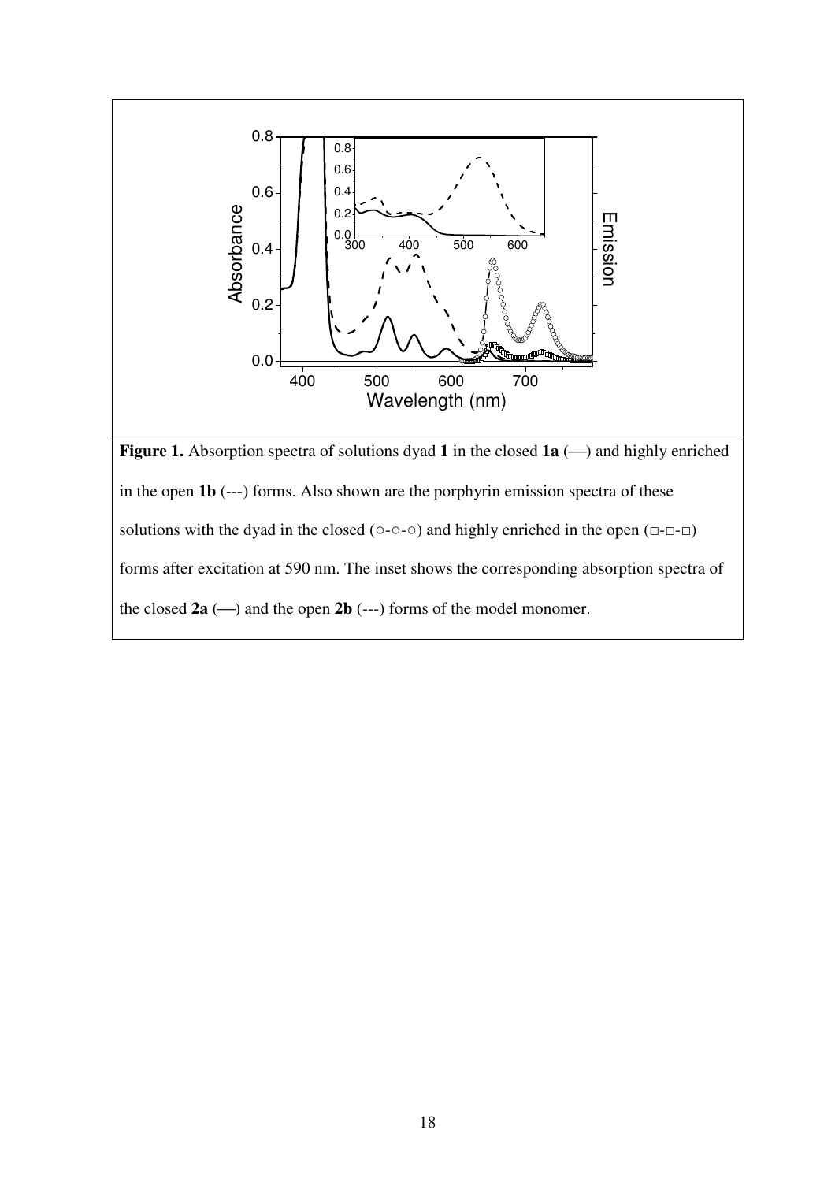**Figure 1.** Absorption spectra of solutions dyad **1** in the closed **1a** (—) and highly enriched in the open **1b** (---) forms. Also shown are the porphyrin emission spectra of these solutions with the dyad in the closed (○-○-○) and highly enriched in the open (□-□-□) forms after excitation at 590 nm. The inset shows the corresponding absorption spectra of the closed **2a** (—) and the open **2b** (---) forms of the model monomer.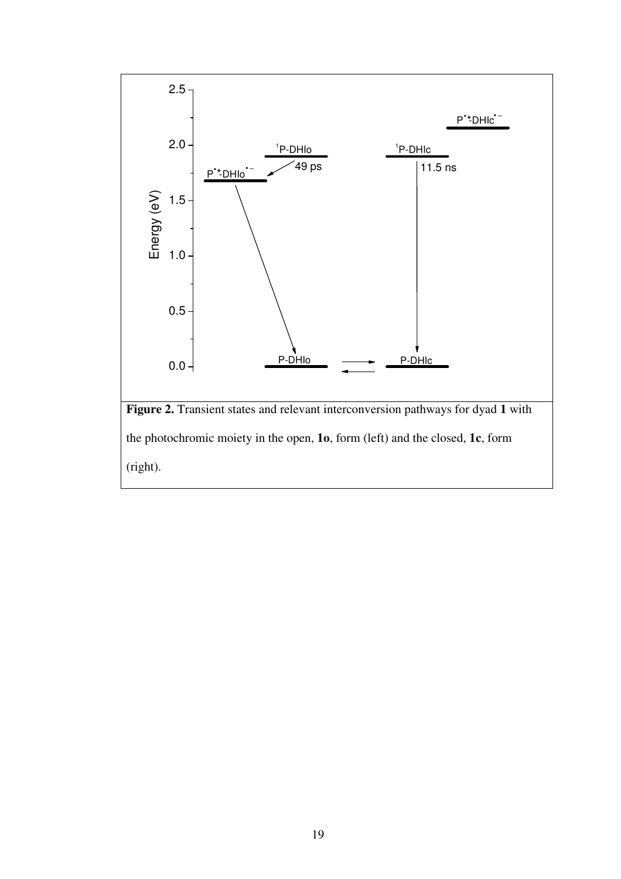**Figure 2.** Transient states and relevant interconversion pathways for dyad **1** with the photochromic moiety in the open, **1o**, form (left) and the closed, **1c**, form (right).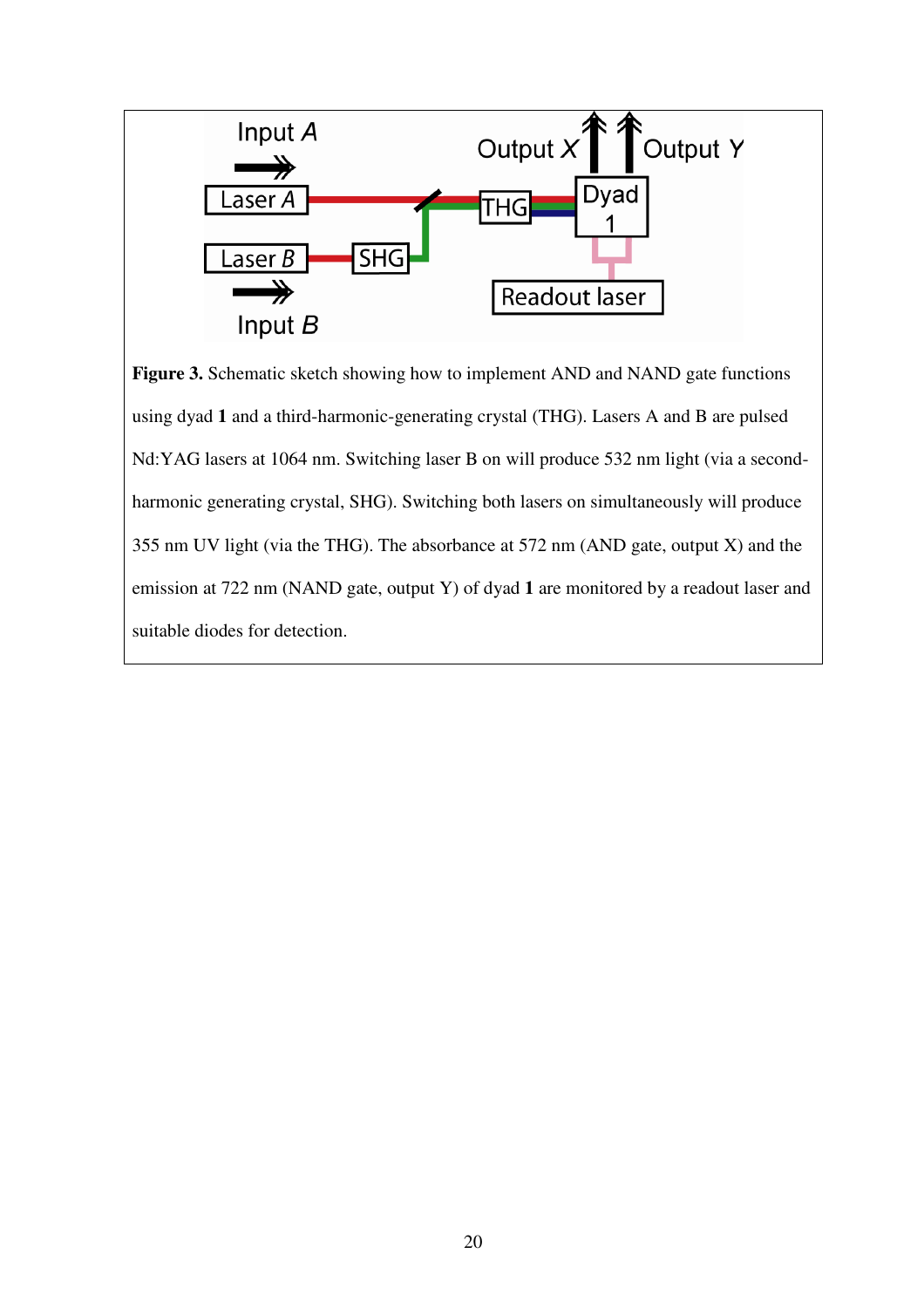**Figure 3.** Schematic sketch showing how to implement AND and NAND gate functions using dyad **1** and a third-harmonic-generating crystal (THG). Lasers A and B are pulsed Nd:YAG lasers at 1064 nm. Switching laser B on will produce 532 nm light (via a second-harmonic generating crystal, SHG). Switching both lasers on simultaneously will produce 355 nm UV light (via the THG). The absorbance at 572 nm (AND gate, output X) and the emission at 722 nm (NAND gate, output Y) of dyad **1** are monitored by a readout laser and suitable diodes for detection.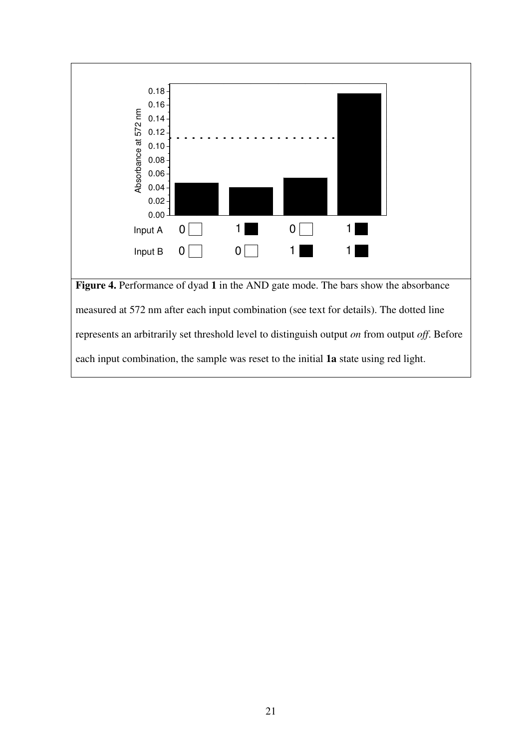**Figure 4.** Performance of dyad **1** in the AND gate mode. The bars show the absorbance measured at 572 nm after each input combination (see text for details). The dotted line represents an arbitrarily set threshold level to distinguish output *on* from output *off*. Before each input combination, the sample was reset to the initial **1a** state using red light.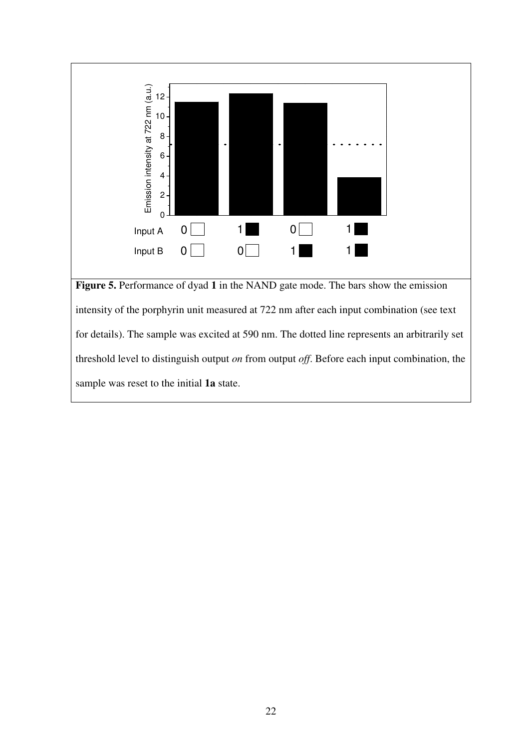**Figure 5.** Performance of dyad **1** in the NAND gate mode. The bars show the emission intensity of the porphyrin unit measured at 722 nm after each input combination (see text for details). The sample was excited at 590 nm. The dotted line represents an arbitrarily set threshold level to distinguish output *on* from output *off*. Before each input combination, the sample was reset to the initial **1a** state.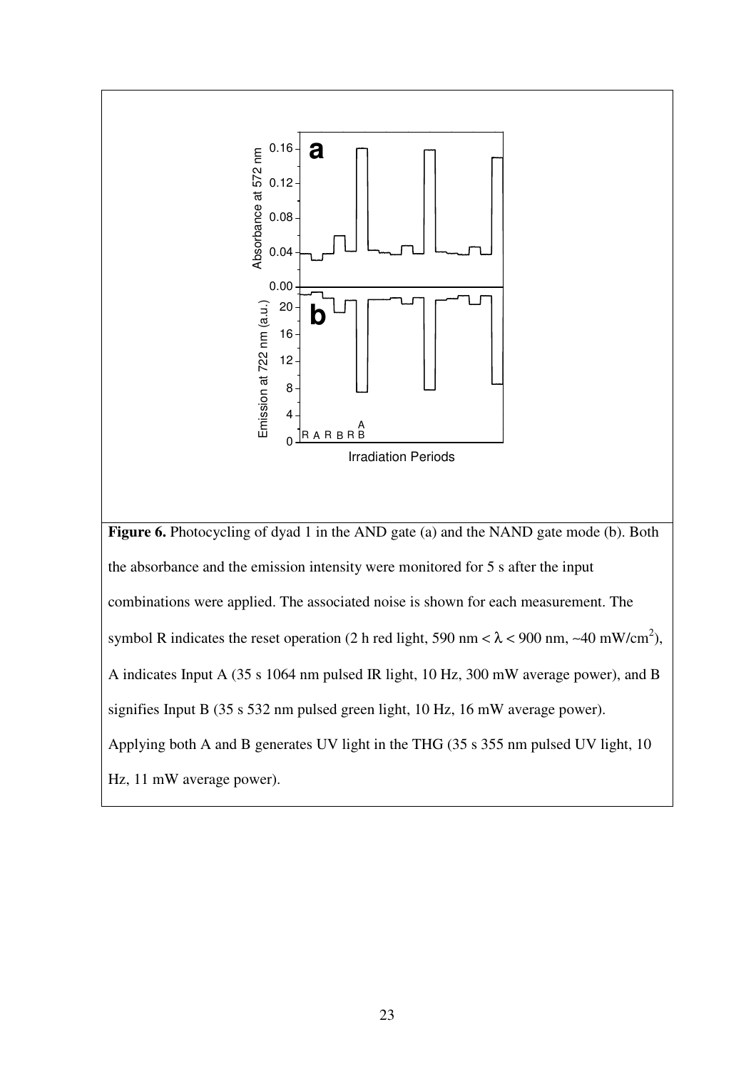**Figure 6.** Photocycling of dyad 1 in the AND gate (a) and the NAND gate mode (b). Both the absorbance and the emission intensity were monitored for 5 s after the input combinations were applied. The associated noise is shown for each measurement. The symbol R indicates the reset operation (2 h red light, 590 nm < λ < 900 nm, ~40 mW/cm$^2$), A indicates Input A (35 s 1064 nm pulsed IR light, 10 Hz, 300 mW average power), and B signifies Input B (35 s 532 nm pulsed green light, 10 Hz, 16 mW average power). Applying both A and B generates UV light in the THG (35 s 355 nm pulsed UV light, 10 Hz, 11 mW average power).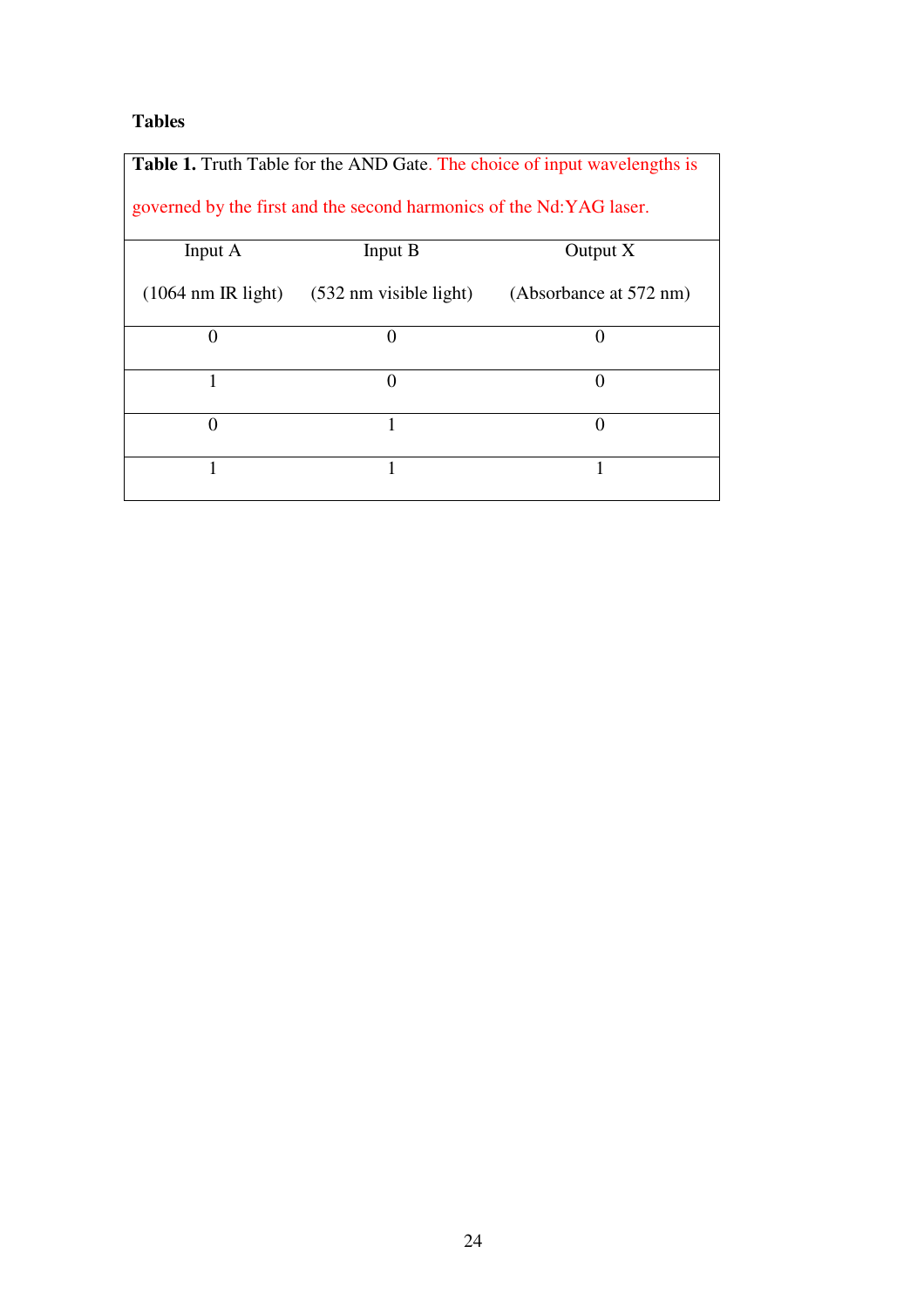**Tables**

**Table 1.** Truth Table for the AND Gate. The choice of input wavelengths is governed by the first and the second harmonics of the Nd:YAG laser.

| Input A (1064 nm IR light) | Input B (532 nm visible light) | Output X (Absorbance at 572 nm) |
|---|---|---|
| 0 | 0 | 0 |
| 1 | 0 | 0 |
| 0 | 1 | 0 |
| 1 | 1 | 1 |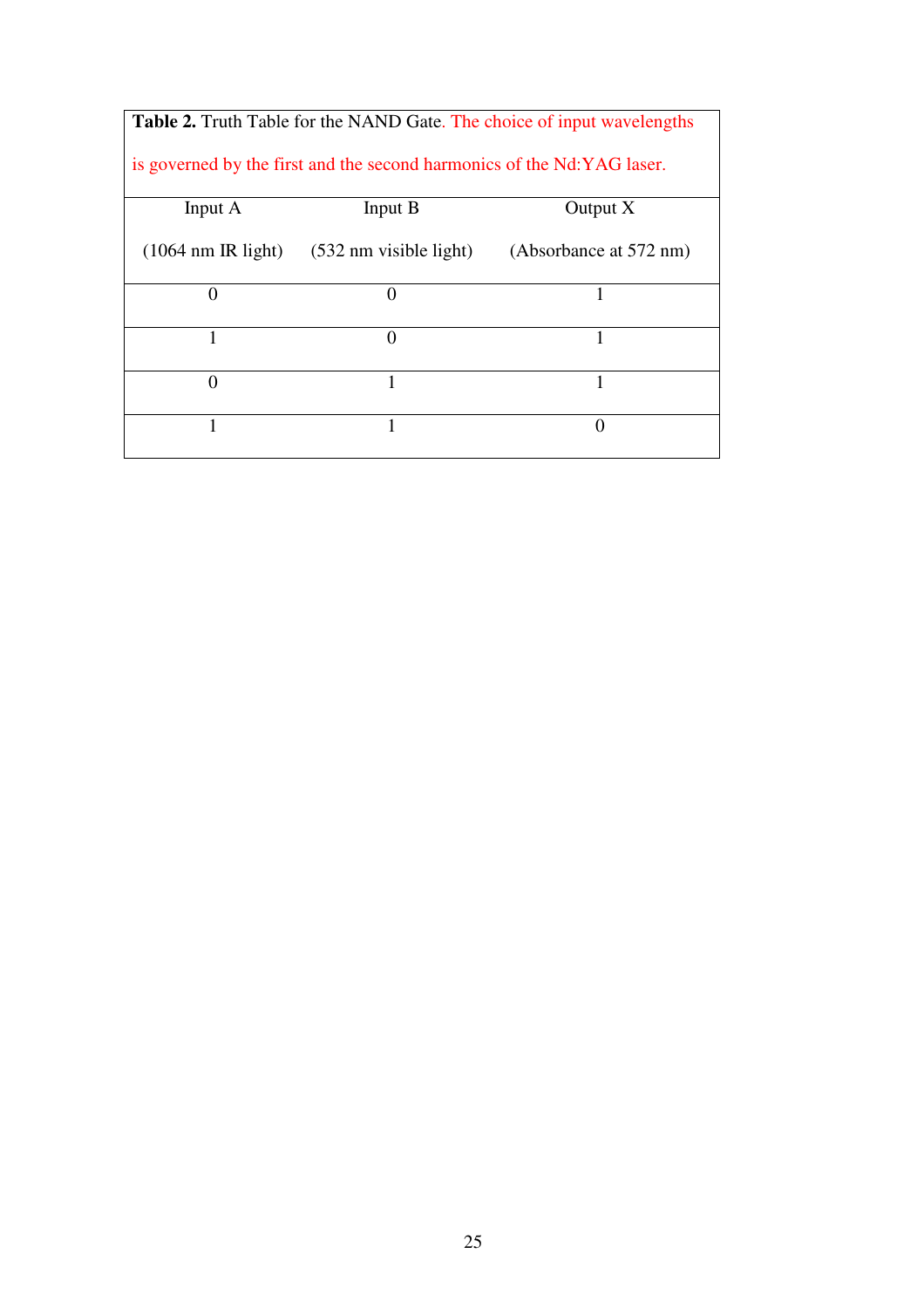**Table 2.** Truth Table for the NAND Gate. The choice of input wavelengths is governed by the first and the second harmonics of the Nd:YAG laser.

| Input A (1064 nm IR light) | Input B (532 nm visible light) | Output X (Absorbance at 572 nm) |
|---|---|---|
| 0 | 0 | 1 |
| 1 | 0 | 1 |
| 0 | 1 | 1 |
| 1 | 1 | 0 |